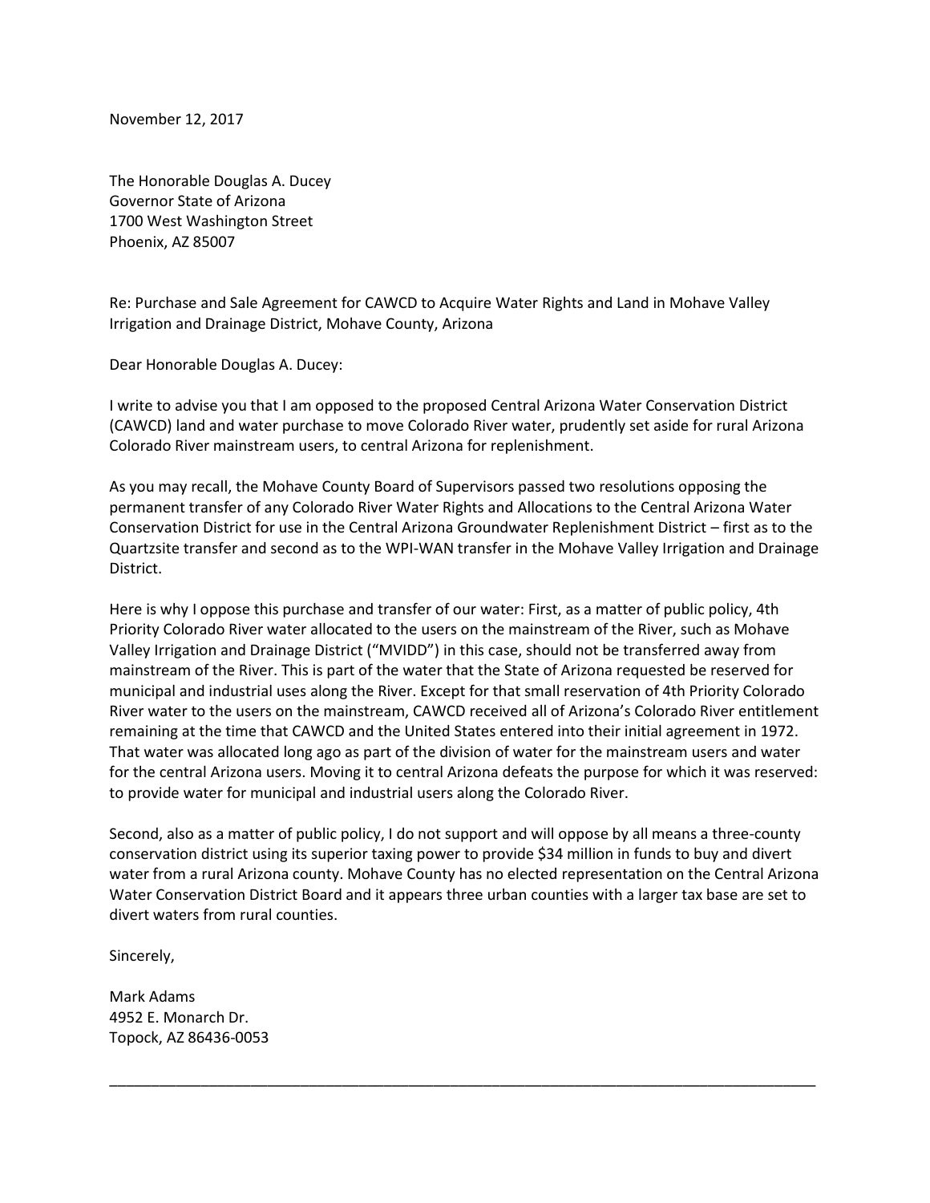November 12, 2017

The Honorable Douglas A. Ducey
Governor State of Arizona
1700 West Washington Street
Phoenix, AZ 85007

Re: Purchase and Sale Agreement for CAWCD to Acquire Water Rights and Land in Mohave Valley Irrigation and Drainage District, Mohave County, Arizona

Dear Honorable Douglas A. Ducey:

I write to advise you that I am opposed to the proposed Central Arizona Water Conservation District (CAWCD) land and water purchase to move Colorado River water, prudently set aside for rural Arizona Colorado River mainstream users, to central Arizona for replenishment.

As you may recall, the Mohave County Board of Supervisors passed two resolutions opposing the permanent transfer of any Colorado River Water Rights and Allocations to the Central Arizona Water Conservation District for use in the Central Arizona Groundwater Replenishment District – first as to the Quartzsite transfer and second as to the WPI-WAN transfer in the Mohave Valley Irrigation and Drainage District.

Here is why I oppose this purchase and transfer of our water: First, as a matter of public policy, 4th Priority Colorado River water allocated to the users on the mainstream of the River, such as Mohave Valley Irrigation and Drainage District ("MVIDD") in this case, should not be transferred away from mainstream of the River. This is part of the water that the State of Arizona requested be reserved for municipal and industrial uses along the River. Except for that small reservation of 4th Priority Colorado River water to the users on the mainstream, CAWCD received all of Arizona's Colorado River entitlement remaining at the time that CAWCD and the United States entered into their initial agreement in 1972. That water was allocated long ago as part of the division of water for the mainstream users and water for the central Arizona users. Moving it to central Arizona defeats the purpose for which it was reserved: to provide water for municipal and industrial users along the Colorado River.

Second, also as a matter of public policy, I do not support and will oppose by all means a three-county conservation district using its superior taxing power to provide $34 million in funds to buy and divert water from a rural Arizona county. Mohave County has no elected representation on the Central Arizona Water Conservation District Board and it appears three urban counties with a larger tax base are set to divert waters from rural counties.

Sincerely,

Mark Adams
4952 E. Monarch Dr.
Topock, AZ 86436-0053

---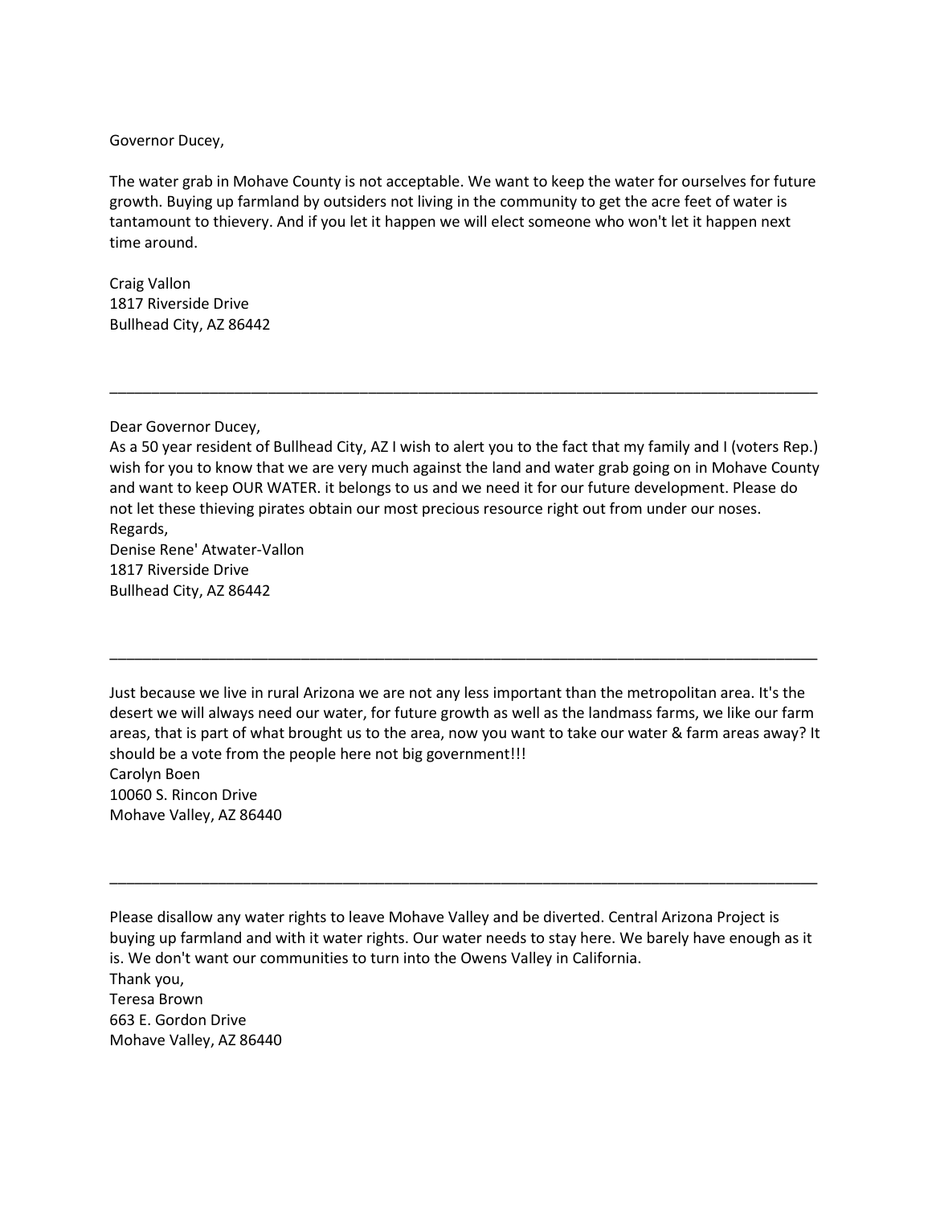Governor Ducey,

The water grab in Mohave County is not acceptable. We want to keep the water for ourselves for future growth. Buying up farmland by outsiders not living in the community to get the acre feet of water is tantamount to thievery. And if you let it happen we will elect someone who won't let it happen next time around.

Craig Vallon
1817 Riverside Drive
Bullhead City, AZ 86442

---

Dear Governor Ducey,
As a 50 year resident of Bullhead City, AZ I wish to alert you to the fact that my family and I (voters Rep.) wish for you to know that we are very much against the land and water grab going on in Mohave County and want to keep OUR WATER. it belongs to us and we need it for our future development. Please do not let these thieving pirates obtain our most precious resource right out from under our noses.
Regards,
Denise Rene' Atwater-Vallon
1817 Riverside Drive
Bullhead City, AZ 86442

---

Just because we live in rural Arizona we are not any less important than the metropolitan area. It's the desert we will always need our water, for future growth as well as the landmass farms, we like our farm areas, that is part of what brought us to the area, now you want to take our water & farm areas away? It should be a vote from the people here not big government!!!
Carolyn Boen
10060 S. Rincon Drive
Mohave Valley, AZ 86440

---

Please disallow any water rights to leave Mohave Valley and be diverted. Central Arizona Project is buying up farmland and with it water rights. Our water needs to stay here. We barely have enough as it is. We don't want our communities to turn into the Owens Valley in California.
Thank you,
Teresa Brown
663 E. Gordon Drive
Mohave Valley, AZ 86440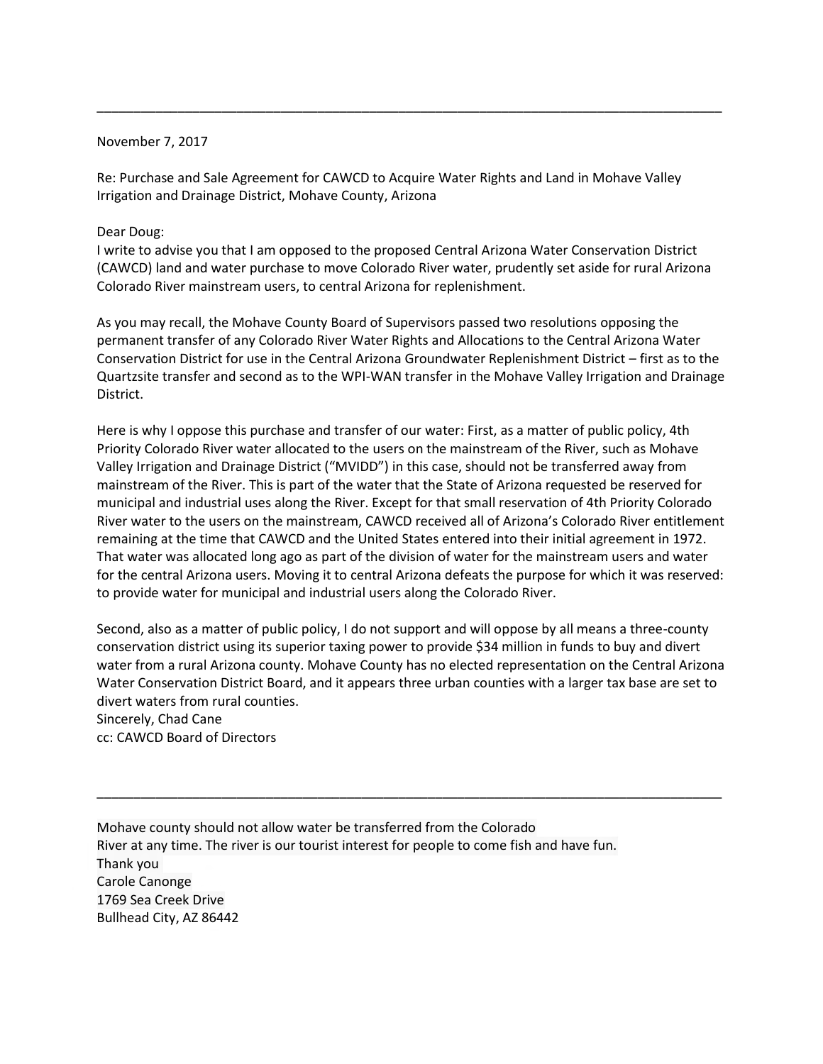---

November 7, 2017

Re: Purchase and Sale Agreement for CAWCD to Acquire Water Rights and Land in Mohave Valley Irrigation and Drainage District, Mohave County, Arizona

Dear Doug:
I write to advise you that I am opposed to the proposed Central Arizona Water Conservation District (CAWCD) land and water purchase to move Colorado River water, prudently set aside for rural Arizona Colorado River mainstream users, to central Arizona for replenishment.

As you may recall, the Mohave County Board of Supervisors passed two resolutions opposing the permanent transfer of any Colorado River Water Rights and Allocations to the Central Arizona Water Conservation District for use in the Central Arizona Groundwater Replenishment District – first as to the Quartzsite transfer and second as to the WPI-WAN transfer in the Mohave Valley Irrigation and Drainage District.

Here is why I oppose this purchase and transfer of our water: First, as a matter of public policy, 4th Priority Colorado River water allocated to the users on the mainstream of the River, such as Mohave Valley Irrigation and Drainage District ("MVIDD") in this case, should not be transferred away from mainstream of the River. This is part of the water that the State of Arizona requested be reserved for municipal and industrial uses along the River. Except for that small reservation of 4th Priority Colorado River water to the users on the mainstream, CAWCD received all of Arizona's Colorado River entitlement remaining at the time that CAWCD and the United States entered into their initial agreement in 1972. That water was allocated long ago as part of the division of water for the mainstream users and water for the central Arizona users. Moving it to central Arizona defeats the purpose for which it was reserved: to provide water for municipal and industrial users along the Colorado River.

Second, also as a matter of public policy, I do not support and will oppose by all means a three-county conservation district using its superior taxing power to provide $34 million in funds to buy and divert water from a rural Arizona county. Mohave County has no elected representation on the Central Arizona Water Conservation District Board, and it appears three urban counties with a larger tax base are set to divert waters from rural counties.
Sincerely, Chad Cane
cc: CAWCD Board of Directors

---

Mohave county should not allow water be transferred from the Colorado
River at any time. The river is our tourist interest for people to come fish and have fun.
Thank you
Carole Canonge
1769 Sea Creek Drive
Bullhead City, AZ 86442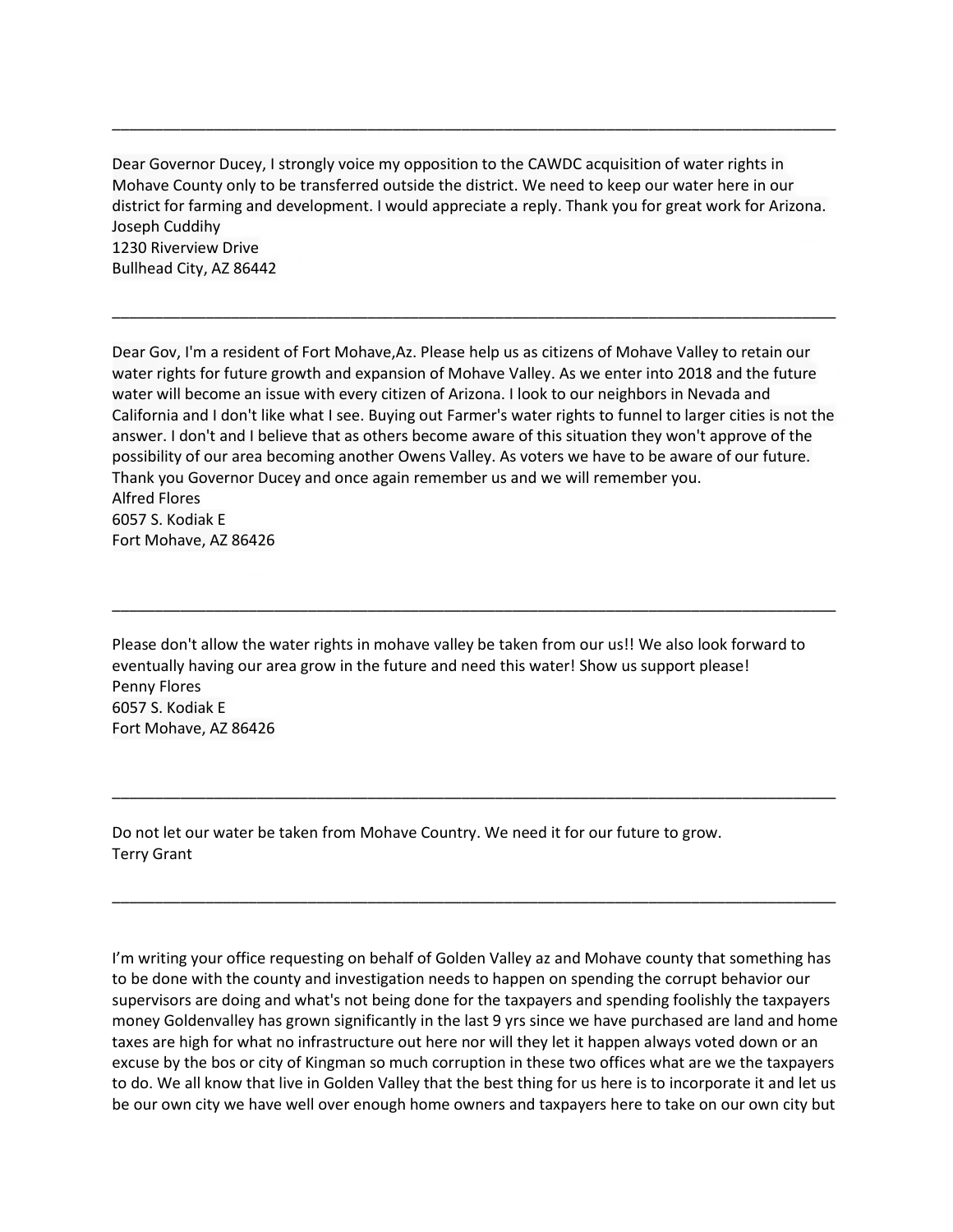---

Dear Governor Ducey, I strongly voice my opposition to the CAWDC acquisition of water rights in Mohave County only to be transferred outside the district. We need to keep our water here in our district for farming and development. I would appreciate a reply. Thank you for great work for Arizona.
Joseph Cuddihy
1230 Riverview Drive
Bullhead City, AZ 86442

---

Dear Gov, I'm a resident of Fort Mohave,Az. Please help us as citizens of Mohave Valley to retain our water rights for future growth and expansion of Mohave Valley. As we enter into 2018 and the future water will become an issue with every citizen of Arizona. I look to our neighbors in Nevada and California and I don't like what I see. Buying out Farmer's water rights to funnel to larger cities is not the answer. I don't and I believe that as others become aware of this situation they won't approve of the possibility of our area becoming another Owens Valley. As voters we have to be aware of our future. Thank you Governor Ducey and once again remember us and we will remember you.
Alfred Flores
6057 S. Kodiak E
Fort Mohave, AZ 86426

---

Please don't allow the water rights in mohave valley be taken from our us!! We also look forward to eventually having our area grow in the future and need this water! Show us support please!
Penny Flores
6057 S. Kodiak E
Fort Mohave, AZ 86426

---

Do not let our water be taken from Mohave Country. We need it for our future to grow.
Terry Grant

---

I'm writing your office requesting on behalf of Golden Valley az and Mohave county that something has to be done with the county and investigation needs to happen on spending the corrupt behavior our supervisors are doing and what's not being done for the taxpayers and spending foolishly the taxpayers money Goldenvalley has grown significantly in the last 9 yrs since we have purchased are land and home taxes are high for what no infrastructure out here nor will they let it happen always voted down or an excuse by the bos or city of Kingman so much corruption in these two offices what are we the taxpayers to do. We all know that live in Golden Valley that the best thing for us here is to incorporate it and let us be our own city we have well over enough home owners and taxpayers here to take on our own city but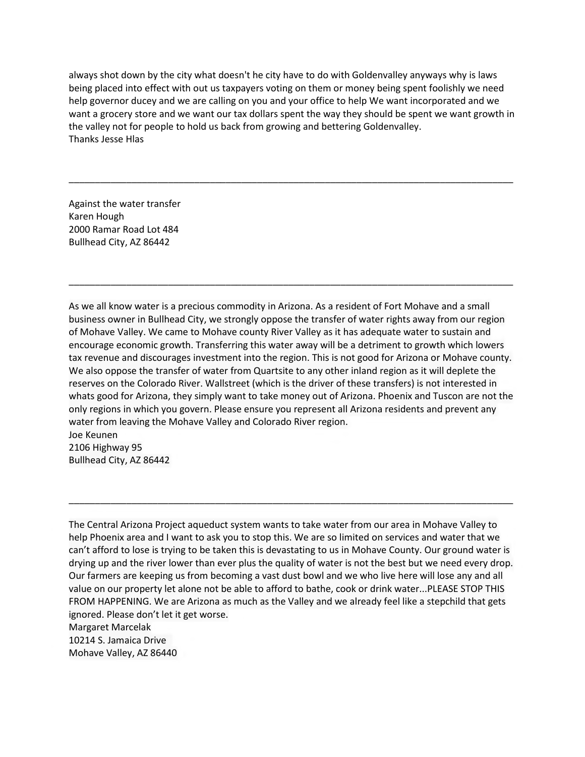always shot down by the city what doesn't he city have to do with Goldenvalley anyways why is laws being placed into effect with out us taxpayers voting on them or money being spent foolishly we need help governor ducey and we are calling on you and your office to help We want incorporated and we want a grocery store and we want our tax dollars spent the way they should be spent we want growth in the valley not for people to hold us back from growing and bettering Goldenvalley.
Thanks Jesse Hlas

---

Against the water transfer
Karen Hough
2000 Ramar Road Lot 484
Bullhead City, AZ 86442

---

As we all know water is a precious commodity in Arizona. As a resident of Fort Mohave and a small business owner in Bullhead City, we strongly oppose the transfer of water rights away from our region of Mohave Valley. We came to Mohave county River Valley as it has adequate water to sustain and encourage economic growth. Transferring this water away will be a detriment to growth which lowers tax revenue and discourages investment into the region. This is not good for Arizona or Mohave county. We also oppose the transfer of water from Quartsite to any other inland region as it will deplete the reserves on the Colorado River. Wallstreet (which is the driver of these transfers) is not interested in whats good for Arizona, they simply want to take money out of Arizona. Phoenix and Tuscon are not the only regions in which you govern. Please ensure you represent all Arizona residents and prevent any water from leaving the Mohave Valley and Colorado River region.
Joe Keunen
2106 Highway 95
Bullhead City, AZ 86442

---

The Central Arizona Project aqueduct system wants to take water from our area in Mohave Valley to help Phoenix area and I want to ask you to stop this. We are so limited on services and water that we can't afford to lose is trying to be taken this is devastating to us in Mohave County. Our ground water is drying up and the river lower than ever plus the quality of water is not the best but we need every drop. Our farmers are keeping us from becoming a vast dust bowl and we who live here will lose any and all value on our property let alone not be able to afford to bathe, cook or drink water...PLEASE STOP THIS FROM HAPPENING. We are Arizona as much as the Valley and we already feel like a stepchild that gets ignored. Please don't let it get worse.
Margaret Marcelak
10214 S. Jamaica Drive
Mohave Valley, AZ 86440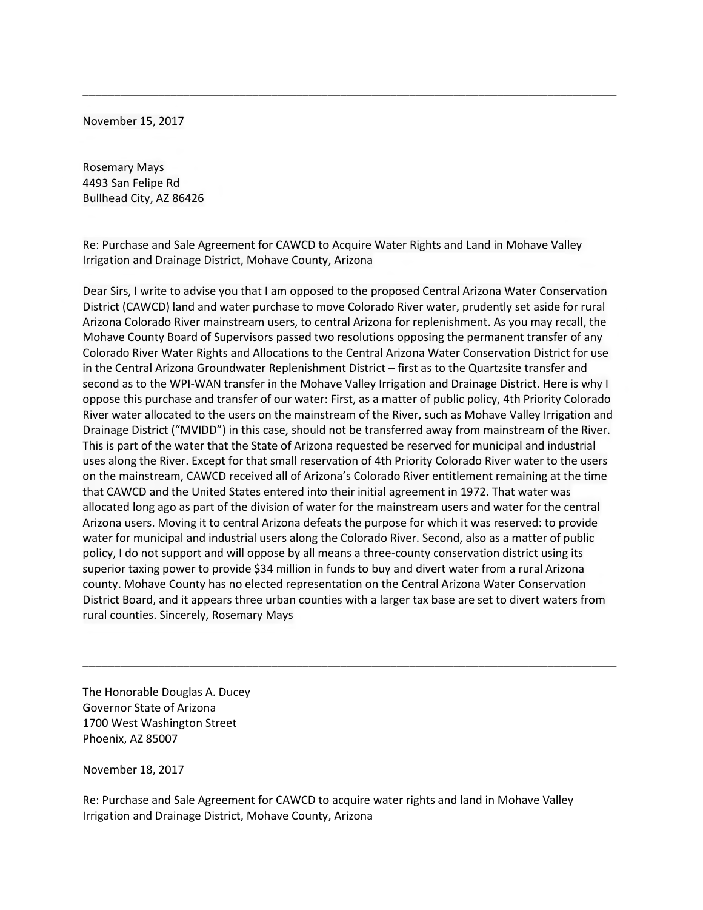---

November 15, 2017

Rosemary Mays
4493 San Felipe Rd
Bullhead City, AZ 86426

Re: Purchase and Sale Agreement for CAWCD to Acquire Water Rights and Land in Mohave Valley Irrigation and Drainage District, Mohave County, Arizona

Dear Sirs, I write to advise you that I am opposed to the proposed Central Arizona Water Conservation District (CAWCD) land and water purchase to move Colorado River water, prudently set aside for rural Arizona Colorado River mainstream users, to central Arizona for replenishment. As you may recall, the Mohave County Board of Supervisors passed two resolutions opposing the permanent transfer of any Colorado River Water Rights and Allocations to the Central Arizona Water Conservation District for use in the Central Arizona Groundwater Replenishment District – first as to the Quartzsite transfer and second as to the WPI-WAN transfer in the Mohave Valley Irrigation and Drainage District. Here is why I oppose this purchase and transfer of our water: First, as a matter of public policy, 4th Priority Colorado River water allocated to the users on the mainstream of the River, such as Mohave Valley Irrigation and Drainage District ("MVIDD") in this case, should not be transferred away from mainstream of the River. This is part of the water that the State of Arizona requested be reserved for municipal and industrial uses along the River. Except for that small reservation of 4th Priority Colorado River water to the users on the mainstream, CAWCD received all of Arizona's Colorado River entitlement remaining at the time that CAWCD and the United States entered into their initial agreement in 1972. That water was allocated long ago as part of the division of water for the mainstream users and water for the central Arizona users. Moving it to central Arizona defeats the purpose for which it was reserved: to provide water for municipal and industrial users along the Colorado River. Second, also as a matter of public policy, I do not support and will oppose by all means a three-county conservation district using its superior taxing power to provide $34 million in funds to buy and divert water from a rural Arizona county. Mohave County has no elected representation on the Central Arizona Water Conservation District Board, and it appears three urban counties with a larger tax base are set to divert waters from rural counties. Sincerely, Rosemary Mays

---

The Honorable Douglas A. Ducey
Governor State of Arizona
1700 West Washington Street
Phoenix, AZ 85007

November 18, 2017

Re: Purchase and Sale Agreement for CAWCD to acquire water rights and land in Mohave Valley Irrigation and Drainage District, Mohave County, Arizona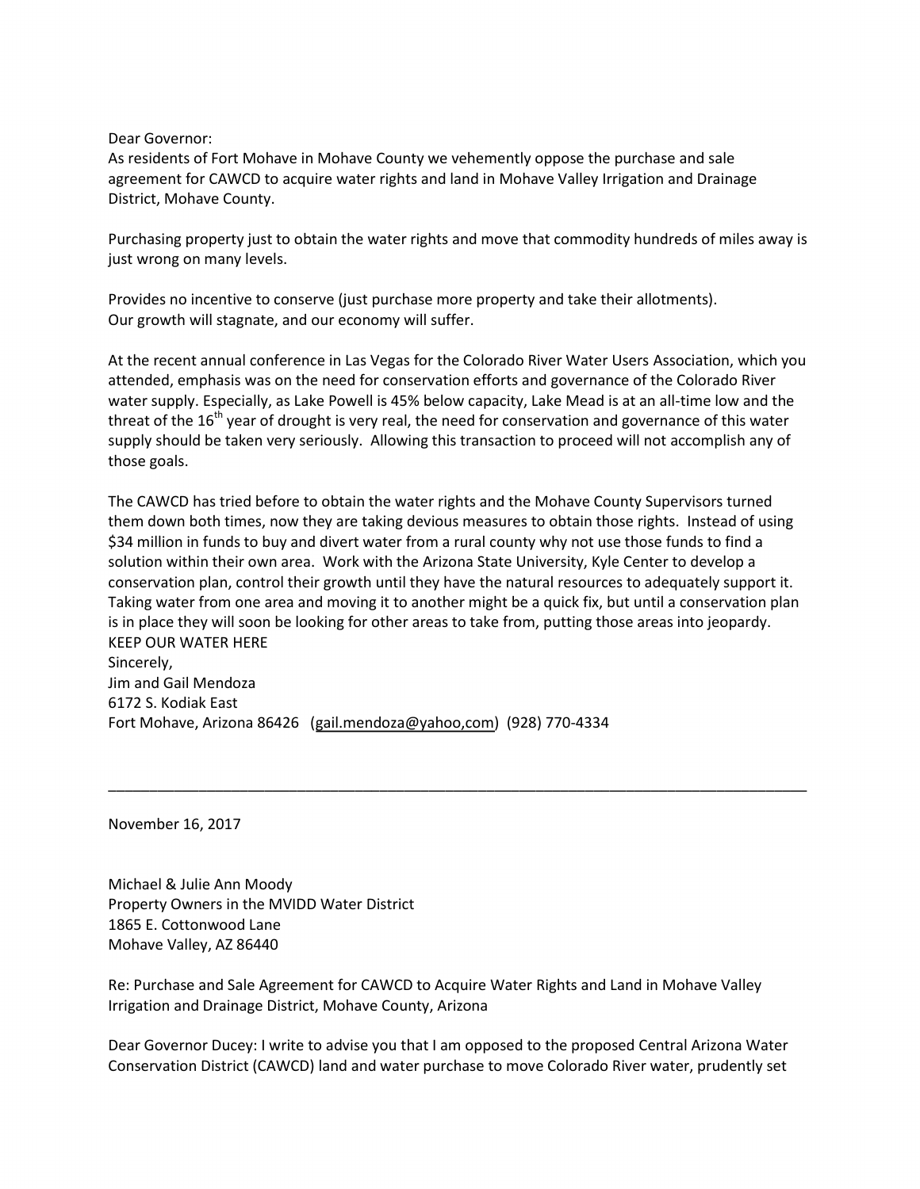Dear Governor:
As residents of Fort Mohave in Mohave County we vehemently oppose the purchase and sale agreement for CAWCD to acquire water rights and land in Mohave Valley Irrigation and Drainage District, Mohave County.

Purchasing property just to obtain the water rights and move that commodity hundreds of miles away is just wrong on many levels.

Provides no incentive to conserve (just purchase more property and take their allotments).
Our growth will stagnate, and our economy will suffer.

At the recent annual conference in Las Vegas for the Colorado River Water Users Association, which you attended, emphasis was on the need for conservation efforts and governance of the Colorado River water supply. Especially, as Lake Powell is 45% below capacity, Lake Mead is at an all-time low and the threat of the 16th year of drought is very real, the need for conservation and governance of this water supply should be taken very seriously. Allowing this transaction to proceed will not accomplish any of those goals.

The CAWCD has tried before to obtain the water rights and the Mohave County Supervisors turned them down both times, now they are taking devious measures to obtain those rights. Instead of using $34 million in funds to buy and divert water from a rural county why not use those funds to find a solution within their own area. Work with the Arizona State University, Kyle Center to develop a conservation plan, control their growth until they have the natural resources to adequately support it. Taking water from one area and moving it to another might be a quick fix, but until a conservation plan is in place they will soon be looking for other areas to take from, putting those areas into jeopardy.
KEEP OUR WATER HERE
Sincerely,
Jim and Gail Mendoza
6172 S. Kodiak East
Fort Mohave, Arizona 86426 (gail.mendoza@yahoo,com) (928) 770-4334

---

November 16, 2017

Michael & Julie Ann Moody
Property Owners in the MVIDD Water District
1865 E. Cottonwood Lane
Mohave Valley, AZ 86440

Re: Purchase and Sale Agreement for CAWCD to Acquire Water Rights and Land in Mohave Valley Irrigation and Drainage District, Mohave County, Arizona

Dear Governor Ducey: I write to advise you that I am opposed to the proposed Central Arizona Water Conservation District (CAWCD) land and water purchase to move Colorado River water, prudently set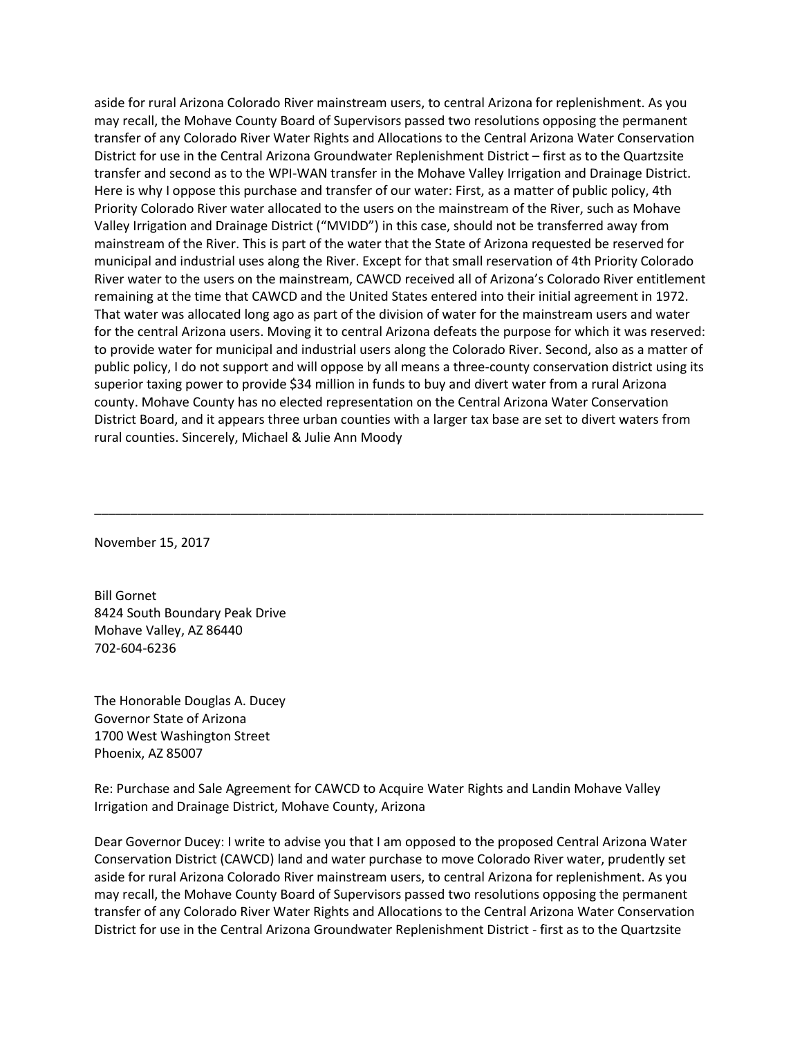aside for rural Arizona Colorado River mainstream users, to central Arizona for replenishment. As you may recall, the Mohave County Board of Supervisors passed two resolutions opposing the permanent transfer of any Colorado River Water Rights and Allocations to the Central Arizona Water Conservation District for use in the Central Arizona Groundwater Replenishment District – first as to the Quartzsite transfer and second as to the WPI-WAN transfer in the Mohave Valley Irrigation and Drainage District. Here is why I oppose this purchase and transfer of our water: First, as a matter of public policy, 4th Priority Colorado River water allocated to the users on the mainstream of the River, such as Mohave Valley Irrigation and Drainage District ("MVIDD") in this case, should not be transferred away from mainstream of the River. This is part of the water that the State of Arizona requested be reserved for municipal and industrial uses along the River. Except for that small reservation of 4th Priority Colorado River water to the users on the mainstream, CAWCD received all of Arizona's Colorado River entitlement remaining at the time that CAWCD and the United States entered into their initial agreement in 1972. That water was allocated long ago as part of the division of water for the mainstream users and water for the central Arizona users. Moving it to central Arizona defeats the purpose for which it was reserved: to provide water for municipal and industrial users along the Colorado River. Second, also as a matter of public policy, I do not support and will oppose by all means a three-county conservation district using its superior taxing power to provide $34 million in funds to buy and divert water from a rural Arizona county. Mohave County has no elected representation on the Central Arizona Water Conservation District Board, and it appears three urban counties with a larger tax base are set to divert waters from rural counties. Sincerely, Michael & Julie Ann Moody

---

November 15, 2017

Bill Gornet  
8424 South Boundary Peak Drive  
Mohave Valley, AZ 86440  
702-604-6236

The Honorable Douglas A. Ducey  
Governor State of Arizona  
1700 West Washington Street  
Phoenix, AZ 85007

Re: Purchase and Sale Agreement for CAWCD to Acquire Water Rights and Landin Mohave Valley Irrigation and Drainage District, Mohave County, Arizona

Dear Governor Ducey: I write to advise you that I am opposed to the proposed Central Arizona Water Conservation District (CAWCD) land and water purchase to move Colorado River water, prudently set aside for rural Arizona Colorado River mainstream users, to central Arizona for replenishment. As you may recall, the Mohave County Board of Supervisors passed two resolutions opposing the permanent transfer of any Colorado River Water Rights and Allocations to the Central Arizona Water Conservation District for use in the Central Arizona Groundwater Replenishment District - first as to the Quartzsite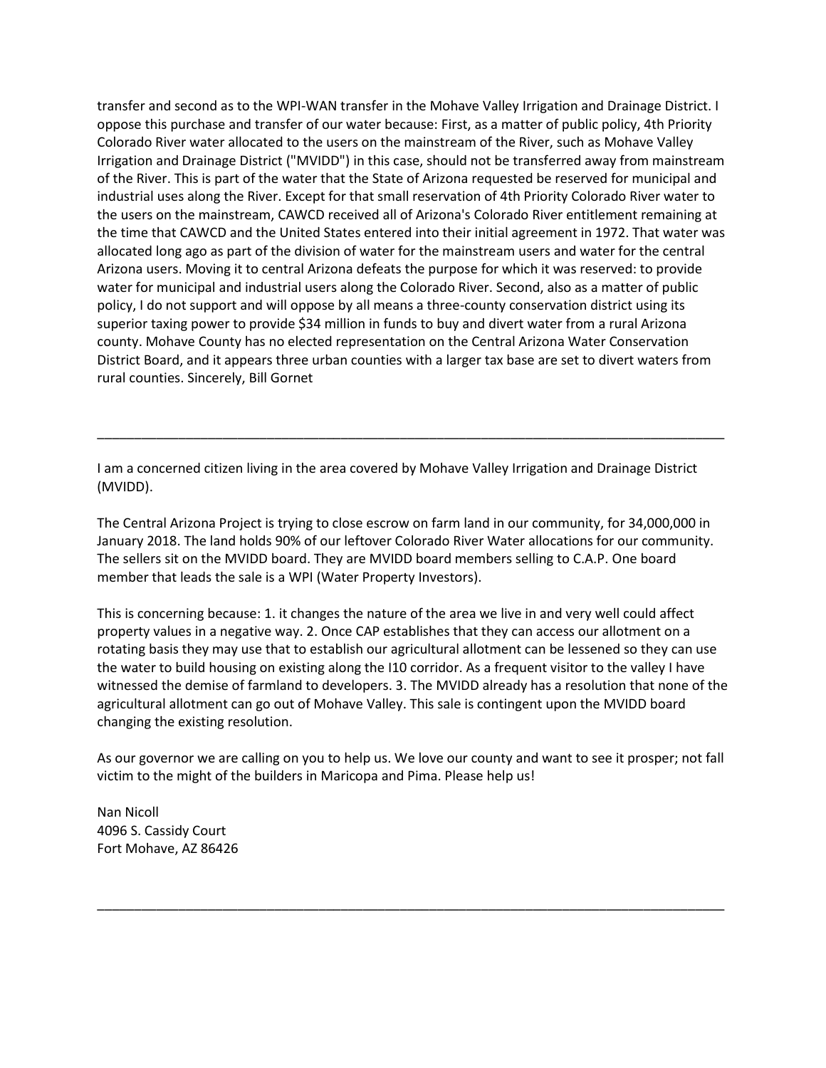transfer and second as to the WPI-WAN transfer in the Mohave Valley Irrigation and Drainage District. I oppose this purchase and transfer of our water because: First, as a matter of public policy, 4th Priority Colorado River water allocated to the users on the mainstream of the River, such as Mohave Valley Irrigation and Drainage District ("MVIDD") in this case, should not be transferred away from mainstream of the River. This is part of the water that the State of Arizona requested be reserved for municipal and industrial uses along the River. Except for that small reservation of 4th Priority Colorado River water to the users on the mainstream, CAWCD received all of Arizona's Colorado River entitlement remaining at the time that CAWCD and the United States entered into their initial agreement in 1972. That water was allocated long ago as part of the division of water for the mainstream users and water for the central Arizona users. Moving it to central Arizona defeats the purpose for which it was reserved: to provide water for municipal and industrial users along the Colorado River. Second, also as a matter of public policy, I do not support and will oppose by all means a three-county conservation district using its superior taxing power to provide $34 million in funds to buy and divert water from a rural Arizona county. Mohave County has no elected representation on the Central Arizona Water Conservation District Board, and it appears three urban counties with a larger tax base are set to divert waters from rural counties. Sincerely, Bill Gornet

---

I am a concerned citizen living in the area covered by Mohave Valley Irrigation and Drainage District (MVIDD).

The Central Arizona Project is trying to close escrow on farm land in our community, for 34,000,000 in January 2018. The land holds 90% of our leftover Colorado River Water allocations for our community. The sellers sit on the MVIDD board. They are MVIDD board members selling to C.A.P. One board member that leads the sale is a WPI (Water Property Investors).

This is concerning because: 1. it changes the nature of the area we live in and very well could affect property values in a negative way. 2. Once CAP establishes that they can access our allotment on a rotating basis they may use that to establish our agricultural allotment can be lessened so they can use the water to build housing on existing along the I10 corridor. As a frequent visitor to the valley I have witnessed the demise of farmland to developers. 3. The MVIDD already has a resolution that none of the agricultural allotment can go out of Mohave Valley. This sale is contingent upon the MVIDD board changing the existing resolution.

As our governor we are calling on you to help us. We love our county and want to see it prosper; not fall victim to the might of the builders in Maricopa and Pima. Please help us!

Nan Nicoll
4096 S. Cassidy Court
Fort Mohave, AZ 86426

---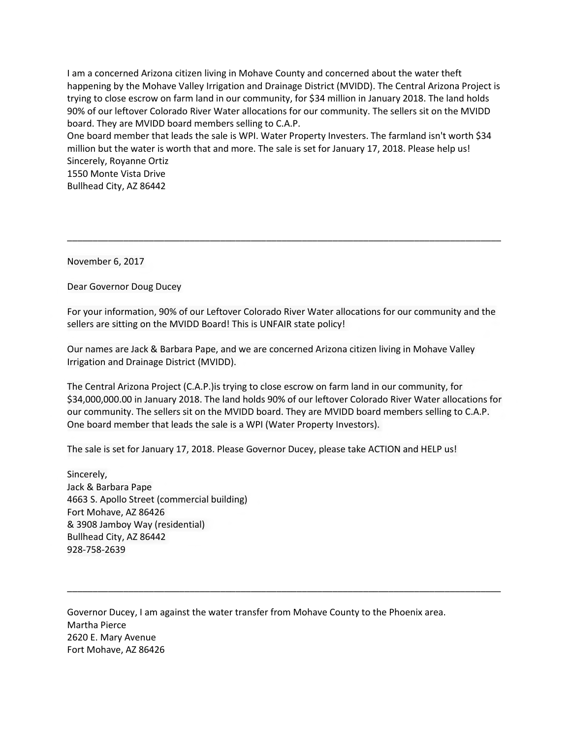I am a concerned Arizona citizen living in Mohave County and concerned about the water theft happening by the Mohave Valley Irrigation and Drainage District (MVIDD). The Central Arizona Project is trying to close escrow on farm land in our community, for $34 million in January 2018. The land holds 90% of our leftover Colorado River Water allocations for our community. The sellers sit on the MVIDD board. They are MVIDD board members selling to C.A.P.
One board member that leads the sale is WPI. Water Property Investers. The farmland isn't worth $34 million but the water is worth that and more. The sale is set for January 17, 2018. Please help us!
Sincerely, Royanne Ortiz
1550 Monte Vista Drive
Bullhead City, AZ 86442

---

November 6, 2017

Dear Governor Doug Ducey

For your information, 90% of our Leftover Colorado River Water allocations for our community and the sellers are sitting on the MVIDD Board! This is UNFAIR state policy!

Our names are Jack & Barbara Pape, and we are concerned Arizona citizen living in Mohave Valley Irrigation and Drainage District (MVIDD).

The Central Arizona Project (C.A.P.)is trying to close escrow on farm land in our community, for $34,000,000.00 in January 2018. The land holds 90% of our leftover Colorado River Water allocations for our community. The sellers sit on the MVIDD board. They are MVIDD board members selling to C.A.P. One board member that leads the sale is a WPI (Water Property Investors).

The sale is set for January 17, 2018. Please Governor Ducey, please take ACTION and HELP us!

Sincerely,
Jack & Barbara Pape
4663 S. Apollo Street (commercial building)
Fort Mohave, AZ 86426
& 3908 Jamboy Way (residential)
Bullhead City, AZ 86442
928-758-2639

---

Governor Ducey, I am against the water transfer from Mohave County to the Phoenix area.
Martha Pierce
2620 E. Mary Avenue
Fort Mohave, AZ 86426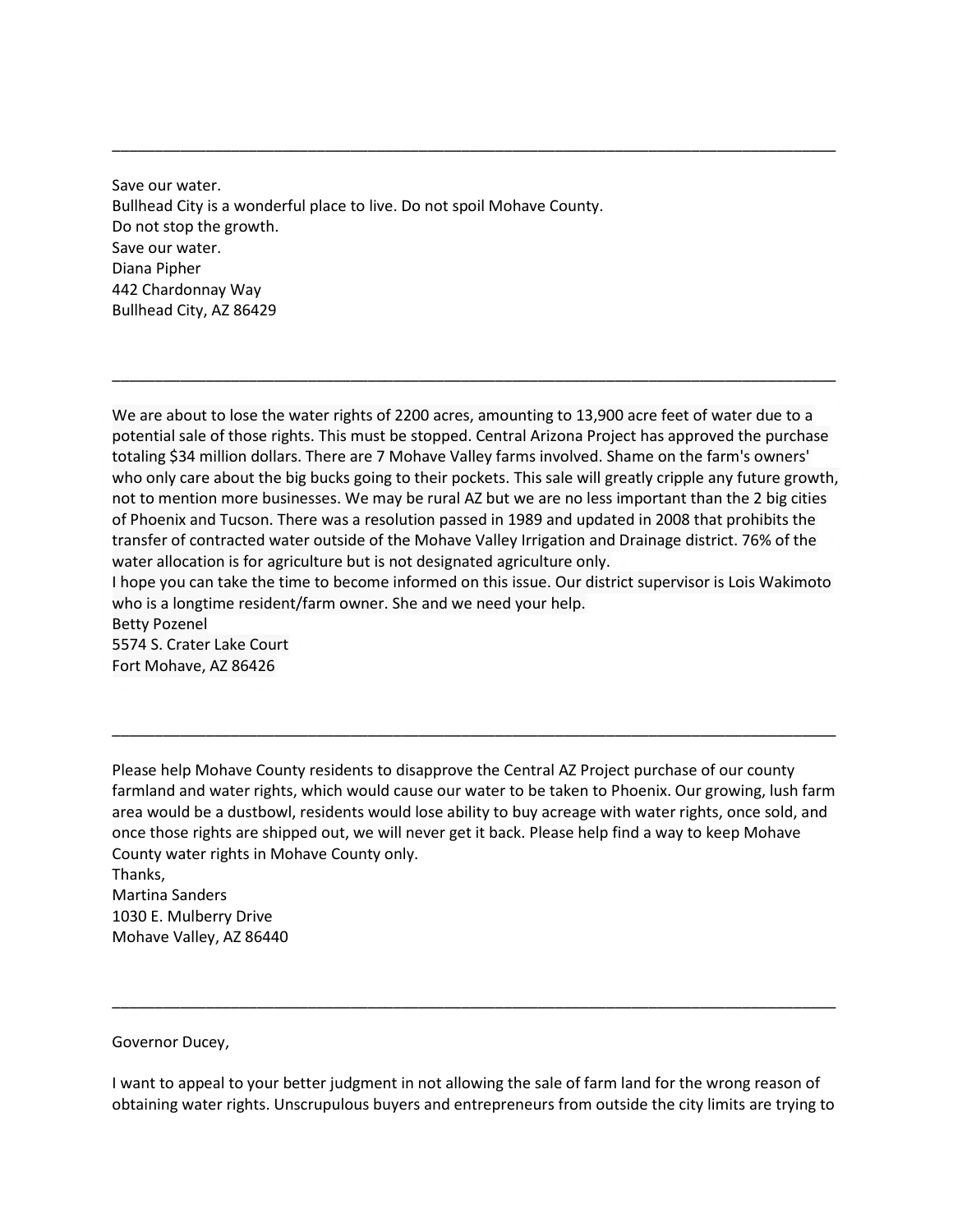---

Save our water.
Bullhead City is a wonderful place to live. Do not spoil Mohave County.
Do not stop the growth.
Save our water.
Diana Pipher
442 Chardonnay Way
Bullhead City, AZ 86429

---

We are about to lose the water rights of 2200 acres, amounting to 13,900 acre feet of water due to a potential sale of those rights. This must be stopped. Central Arizona Project has approved the purchase totaling $34 million dollars. There are 7 Mohave Valley farms involved. Shame on the farm's owners' who only care about the big bucks going to their pockets. This sale will greatly cripple any future growth, not to mention more businesses. We may be rural AZ but we are no less important than the 2 big cities of Phoenix and Tucson. There was a resolution passed in 1989 and updated in 2008 that prohibits the transfer of contracted water outside of the Mohave Valley Irrigation and Drainage district. 76% of the water allocation is for agriculture but is not designated agriculture only.
I hope you can take the time to become informed on this issue. Our district supervisor is Lois Wakimoto who is a longtime resident/farm owner. She and we need your help.
Betty Pozenel
5574 S. Crater Lake Court
Fort Mohave, AZ 86426

---

Please help Mohave County residents to disapprove the Central AZ Project purchase of our county farmland and water rights, which would cause our water to be taken to Phoenix. Our growing, lush farm area would be a dustbowl, residents would lose ability to buy acreage with water rights, once sold, and once those rights are shipped out, we will never get it back. Please help find a way to keep Mohave County water rights in Mohave County only.
Thanks,
Martina Sanders
1030 E. Mulberry Drive
Mohave Valley, AZ 86440

---

Governor Ducey,

I want to appeal to your better judgment in not allowing the sale of farm land for the wrong reason of obtaining water rights. Unscrupulous buyers and entrepreneurs from outside the city limits are trying to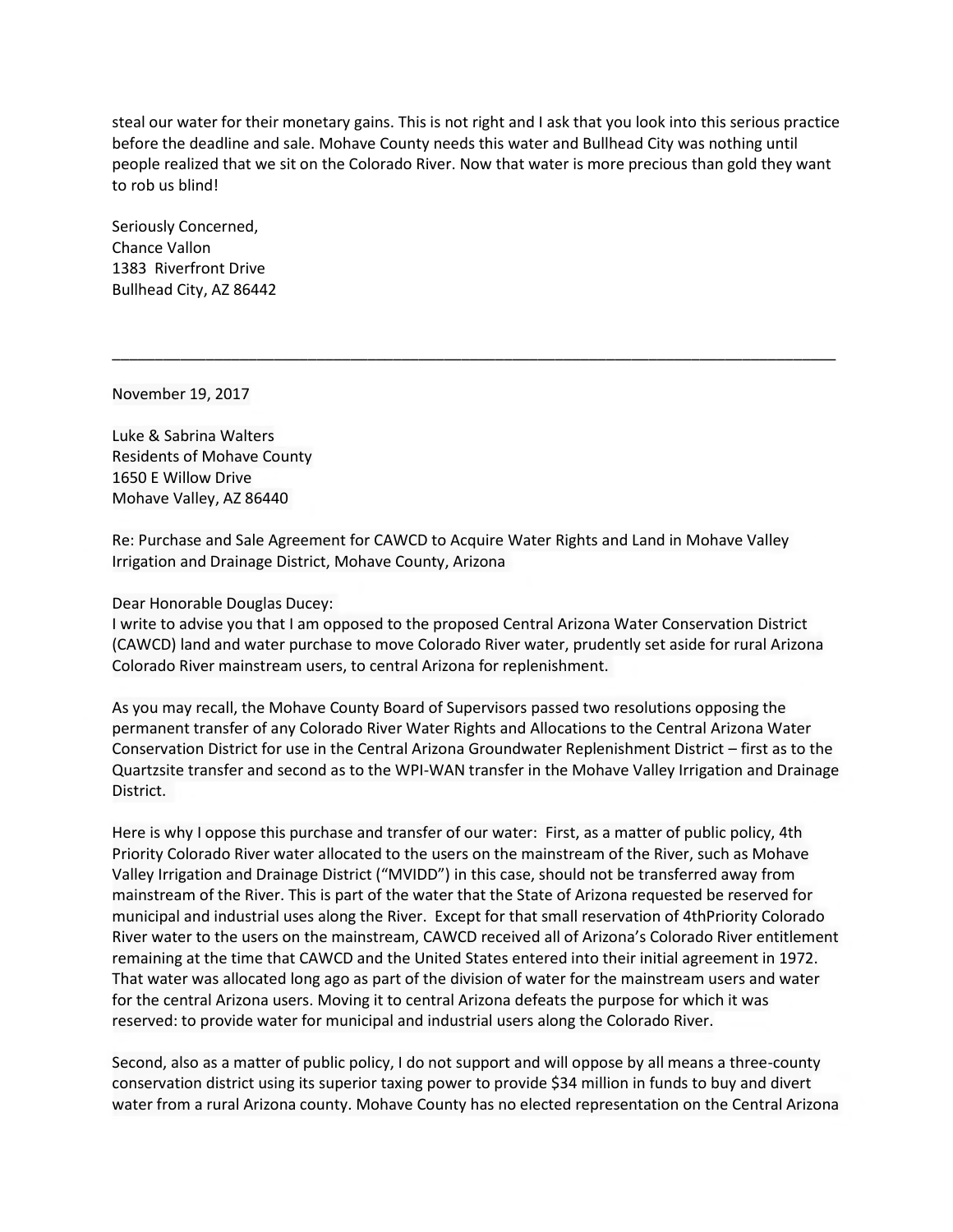steal our water for their monetary gains. This is not right and I ask that you look into this serious practice before the deadline and sale. Mohave County needs this water and Bullhead City was nothing until people realized that we sit on the Colorado River. Now that water is more precious than gold they want to rob us blind!

Seriously Concerned,
Chance Vallon
1383 Riverfront Drive
Bullhead City, AZ 86442

---

November 19, 2017

Luke & Sabrina Walters
Residents of Mohave County
1650 E Willow Drive
Mohave Valley, AZ 86440

Re: Purchase and Sale Agreement for CAWCD to Acquire Water Rights and Land in Mohave Valley Irrigation and Drainage District, Mohave County, Arizona

Dear Honorable Douglas Ducey:
I write to advise you that I am opposed to the proposed Central Arizona Water Conservation District (CAWCD) land and water purchase to move Colorado River water, prudently set aside for rural Arizona Colorado River mainstream users, to central Arizona for replenishment.

As you may recall, the Mohave County Board of Supervisors passed two resolutions opposing the permanent transfer of any Colorado River Water Rights and Allocations to the Central Arizona Water Conservation District for use in the Central Arizona Groundwater Replenishment District – first as to the Quartzsite transfer and second as to the WPI-WAN transfer in the Mohave Valley Irrigation and Drainage District.

Here is why I oppose this purchase and transfer of our water: First, as a matter of public policy, 4th Priority Colorado River water allocated to the users on the mainstream of the River, such as Mohave Valley Irrigation and Drainage District ("MVIDD") in this case, should not be transferred away from mainstream of the River. This is part of the water that the State of Arizona requested be reserved for municipal and industrial uses along the River. Except for that small reservation of 4thPriority Colorado River water to the users on the mainstream, CAWCD received all of Arizona's Colorado River entitlement remaining at the time that CAWCD and the United States entered into their initial agreement in 1972. That water was allocated long ago as part of the division of water for the mainstream users and water for the central Arizona users. Moving it to central Arizona defeats the purpose for which it was reserved: to provide water for municipal and industrial users along the Colorado River.

Second, also as a matter of public policy, I do not support and will oppose by all means a three-county conservation district using its superior taxing power to provide $34 million in funds to buy and divert water from a rural Arizona county. Mohave County has no elected representation on the Central Arizona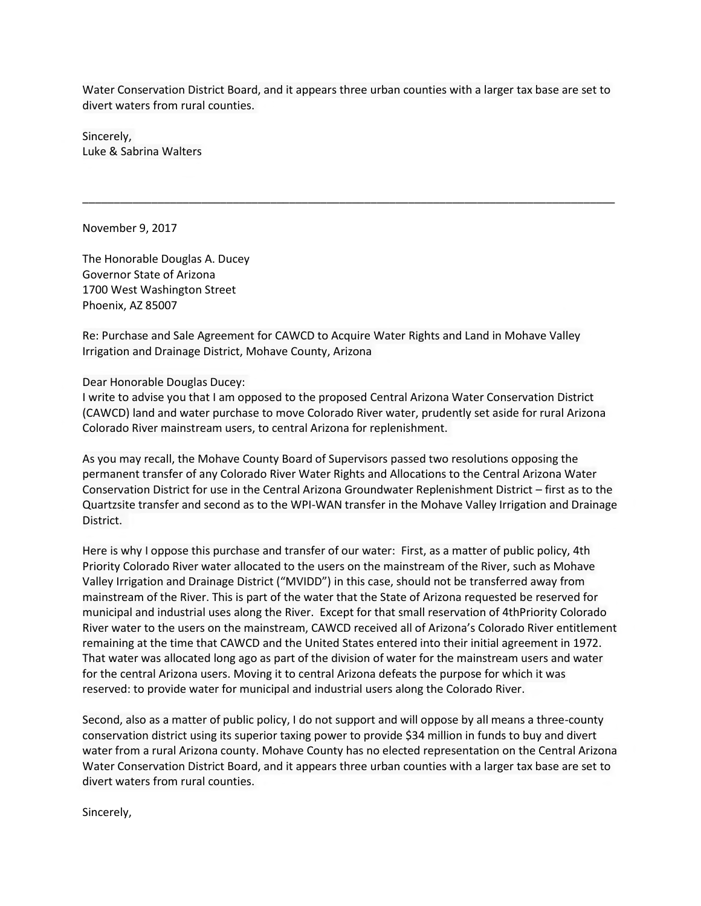Water Conservation District Board, and it appears three urban counties with a larger tax base are set to divert waters from rural counties.

Sincerely,
Luke & Sabrina Walters

---

November 9, 2017

The Honorable Douglas A. Ducey
Governor State of Arizona
1700 West Washington Street
Phoenix, AZ 85007

Re: Purchase and Sale Agreement for CAWCD to Acquire Water Rights and Land in Mohave Valley Irrigation and Drainage District, Mohave County, Arizona

Dear Honorable Douglas Ducey:
I write to advise you that I am opposed to the proposed Central Arizona Water Conservation District (CAWCD) land and water purchase to move Colorado River water, prudently set aside for rural Arizona Colorado River mainstream users, to central Arizona for replenishment.

As you may recall, the Mohave County Board of Supervisors passed two resolutions opposing the permanent transfer of any Colorado River Water Rights and Allocations to the Central Arizona Water Conservation District for use in the Central Arizona Groundwater Replenishment District – first as to the Quartzsite transfer and second as to the WPI-WAN transfer in the Mohave Valley Irrigation and Drainage District.

Here is why I oppose this purchase and transfer of our water: First, as a matter of public policy, 4th Priority Colorado River water allocated to the users on the mainstream of the River, such as Mohave Valley Irrigation and Drainage District ("MVIDD") in this case, should not be transferred away from mainstream of the River. This is part of the water that the State of Arizona requested be reserved for municipal and industrial uses along the River. Except for that small reservation of 4thPriority Colorado River water to the users on the mainstream, CAWCD received all of Arizona's Colorado River entitlement remaining at the time that CAWCD and the United States entered into their initial agreement in 1972. That water was allocated long ago as part of the division of water for the mainstream users and water for the central Arizona users. Moving it to central Arizona defeats the purpose for which it was reserved: to provide water for municipal and industrial users along the Colorado River.

Second, also as a matter of public policy, I do not support and will oppose by all means a three-county conservation district using its superior taxing power to provide $34 million in funds to buy and divert water from a rural Arizona county. Mohave County has no elected representation on the Central Arizona Water Conservation District Board, and it appears three urban counties with a larger tax base are set to divert waters from rural counties.

Sincerely,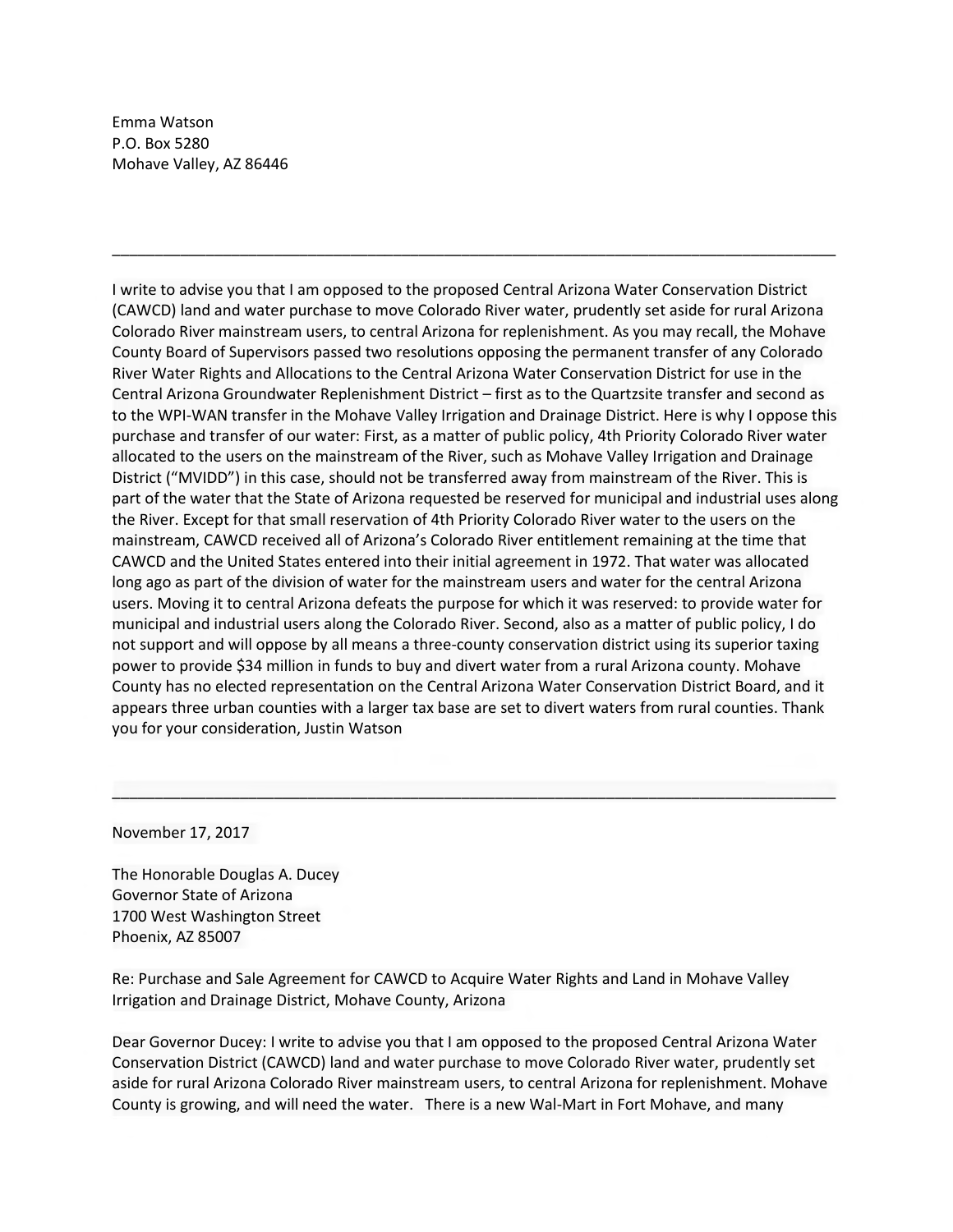Emma Watson
P.O. Box 5280
Mohave Valley, AZ 86446

---

I write to advise you that I am opposed to the proposed Central Arizona Water Conservation District (CAWCD) land and water purchase to move Colorado River water, prudently set aside for rural Arizona Colorado River mainstream users, to central Arizona for replenishment. As you may recall, the Mohave County Board of Supervisors passed two resolutions opposing the permanent transfer of any Colorado River Water Rights and Allocations to the Central Arizona Water Conservation District for use in the Central Arizona Groundwater Replenishment District – first as to the Quartzsite transfer and second as to the WPI-WAN transfer in the Mohave Valley Irrigation and Drainage District. Here is why I oppose this purchase and transfer of our water: First, as a matter of public policy, 4th Priority Colorado River water allocated to the users on the mainstream of the River, such as Mohave Valley Irrigation and Drainage District ("MVIDD") in this case, should not be transferred away from mainstream of the River. This is part of the water that the State of Arizona requested be reserved for municipal and industrial uses along the River. Except for that small reservation of 4th Priority Colorado River water to the users on the mainstream, CAWCD received all of Arizona's Colorado River entitlement remaining at the time that CAWCD and the United States entered into their initial agreement in 1972. That water was allocated long ago as part of the division of water for the mainstream users and water for the central Arizona users. Moving it to central Arizona defeats the purpose for which it was reserved: to provide water for municipal and industrial users along the Colorado River. Second, also as a matter of public policy, I do not support and will oppose by all means a three-county conservation district using its superior taxing power to provide $34 million in funds to buy and divert water from a rural Arizona county. Mohave County has no elected representation on the Central Arizona Water Conservation District Board, and it appears three urban counties with a larger tax base are set to divert waters from rural counties. Thank you for your consideration, Justin Watson

---

November 17, 2017

The Honorable Douglas A. Ducey
Governor State of Arizona
1700 West Washington Street
Phoenix, AZ 85007

Re: Purchase and Sale Agreement for CAWCD to Acquire Water Rights and Land in Mohave Valley Irrigation and Drainage District, Mohave County, Arizona

Dear Governor Ducey: I write to advise you that I am opposed to the proposed Central Arizona Water Conservation District (CAWCD) land and water purchase to move Colorado River water, prudently set aside for rural Arizona Colorado River mainstream users, to central Arizona for replenishment. Mohave County is growing, and will need the water. There is a new Wal-Mart in Fort Mohave, and many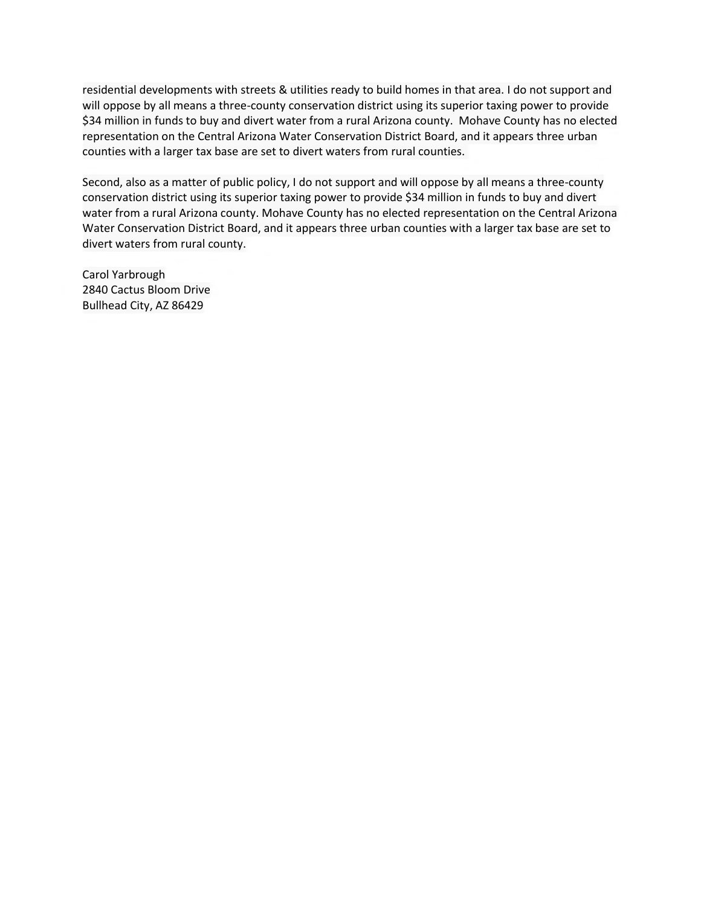residential developments with streets & utilities ready to build homes in that area. I do not support and will oppose by all means a three-county conservation district using its superior taxing power to provide $34 million in funds to buy and divert water from a rural Arizona county. Mohave County has no elected representation on the Central Arizona Water Conservation District Board, and it appears three urban counties with a larger tax base are set to divert waters from rural counties.

Second, also as a matter of public policy, I do not support and will oppose by all means a three-county conservation district using its superior taxing power to provide $34 million in funds to buy and divert water from a rural Arizona county. Mohave County has no elected representation on the Central Arizona Water Conservation District Board, and it appears three urban counties with a larger tax base are set to divert waters from rural county.

Carol Yarbrough
2840 Cactus Bloom Drive
Bullhead City, AZ 86429